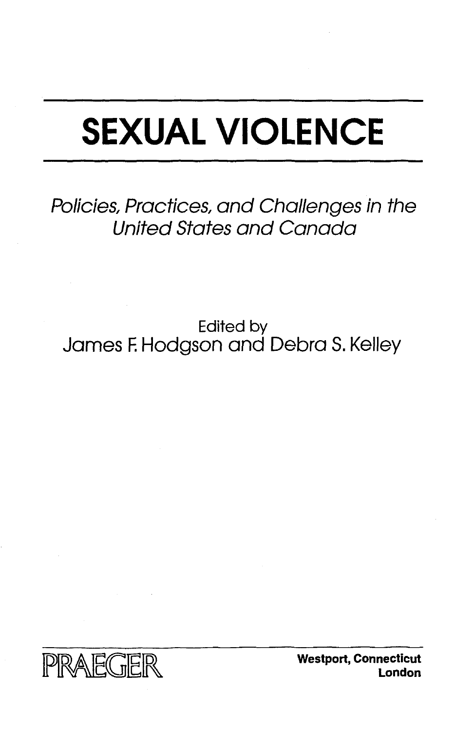# SEXUAL VIOLENCE

*Policies, Practices, and Challenges in the United States and Canada*

Edited by
James F. Hodgson and Debra S. Kelley

PRAEGER

**Westport, Connecticut**
**London**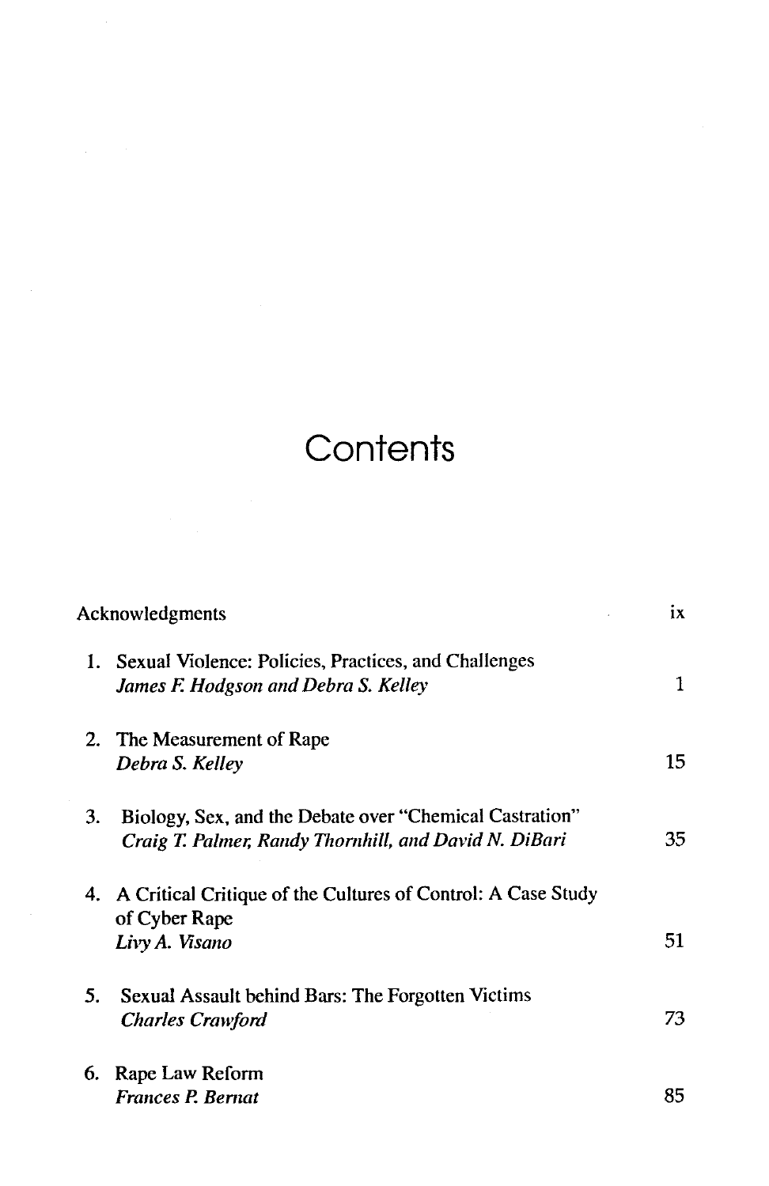# Contents

Acknowledgments ix

1. Sexual Violence: Policies, Practices, and Challenges
   *James F. Hodgson and Debra S. Kelley* 1

2. The Measurement of Rape
   *Debra S. Kelley* 15

3. Biology, Sex, and the Debate over "Chemical Castration"
   *Craig T. Palmer, Randy Thornhill, and David N. DiBari* 35

4. A Critical Critique of the Cultures of Control: A Case Study of Cyber Rape
   *Livy A. Visano* 51

5. Sexual Assault behind Bars: The Forgotten Victims
   *Charles Crawford* 73

6. Rape Law Reform
   *Frances P. Bernat* 85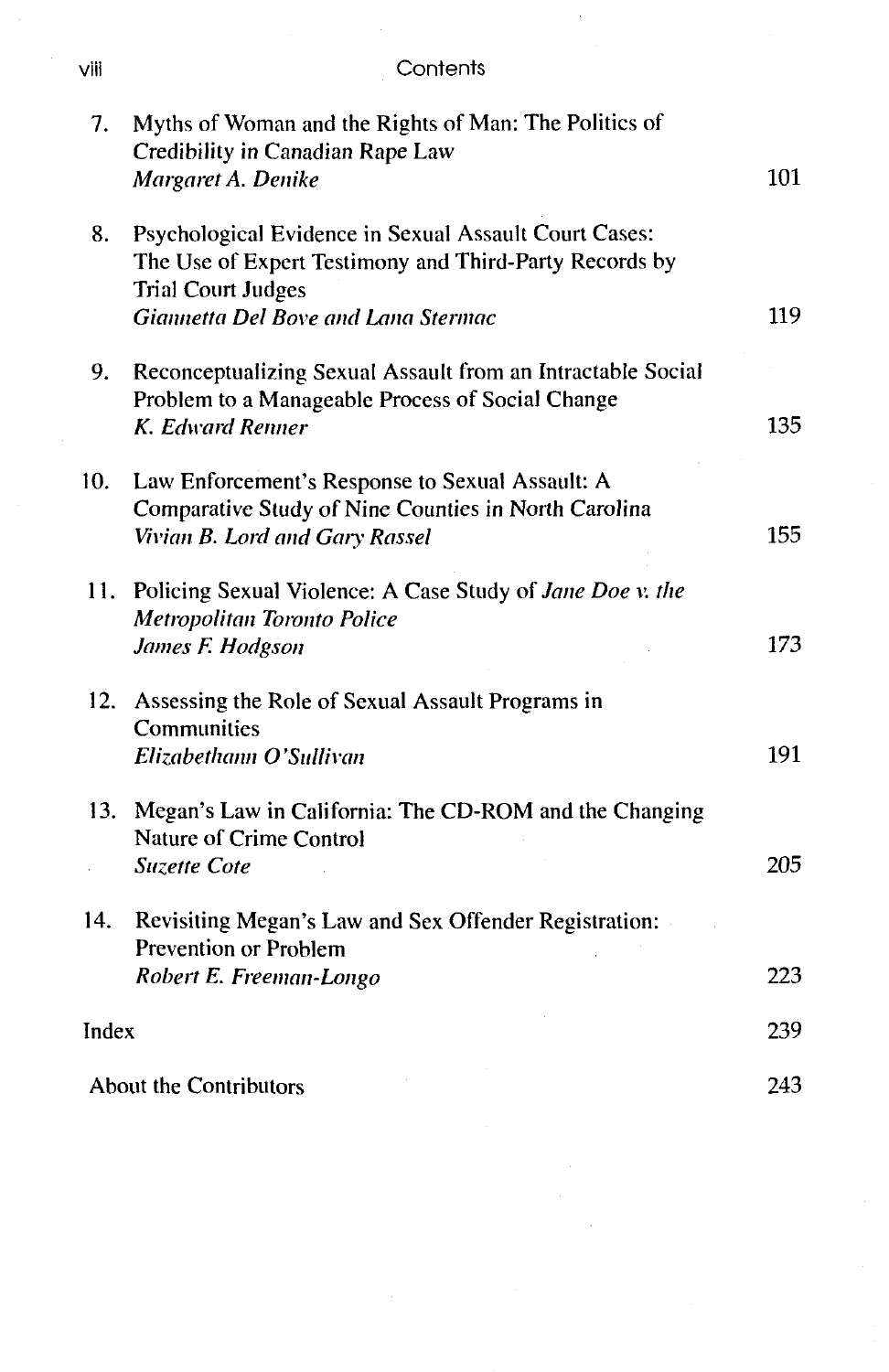7. Myths of Woman and the Rights of Man: The Politics of Credibility in Canadian Rape Law
   *Margaret A. Denike* — 101

8. Psychological Evidence in Sexual Assault Court Cases: The Use of Expert Testimony and Third-Party Records by Trial Court Judges
   *Giannetta Del Bove and Lana Stermac* — 119

9. Reconceptualizing Sexual Assault from an Intractable Social Problem to a Manageable Process of Social Change
   *K. Edward Renner* — 135

10. Law Enforcement's Response to Sexual Assault: A Comparative Study of Nine Counties in North Carolina
    *Vivian B. Lord and Gary Rassel* — 155

11. Policing Sexual Violence: A Case Study of *Jane Doe v. the Metropolitan Toronto Police*
    *James F. Hodgson* — 173

12. Assessing the Role of Sexual Assault Programs in Communities
    *Elizabethann O'Sullivan* — 191

13. Megan's Law in California: The CD-ROM and the Changing Nature of Crime Control
    *Suzette Cote* — 205

14. Revisiting Megan's Law and Sex Offender Registration: Prevention or Problem
    *Robert E. Freeman-Longo* — 223

Index — 239

About the Contributors — 243